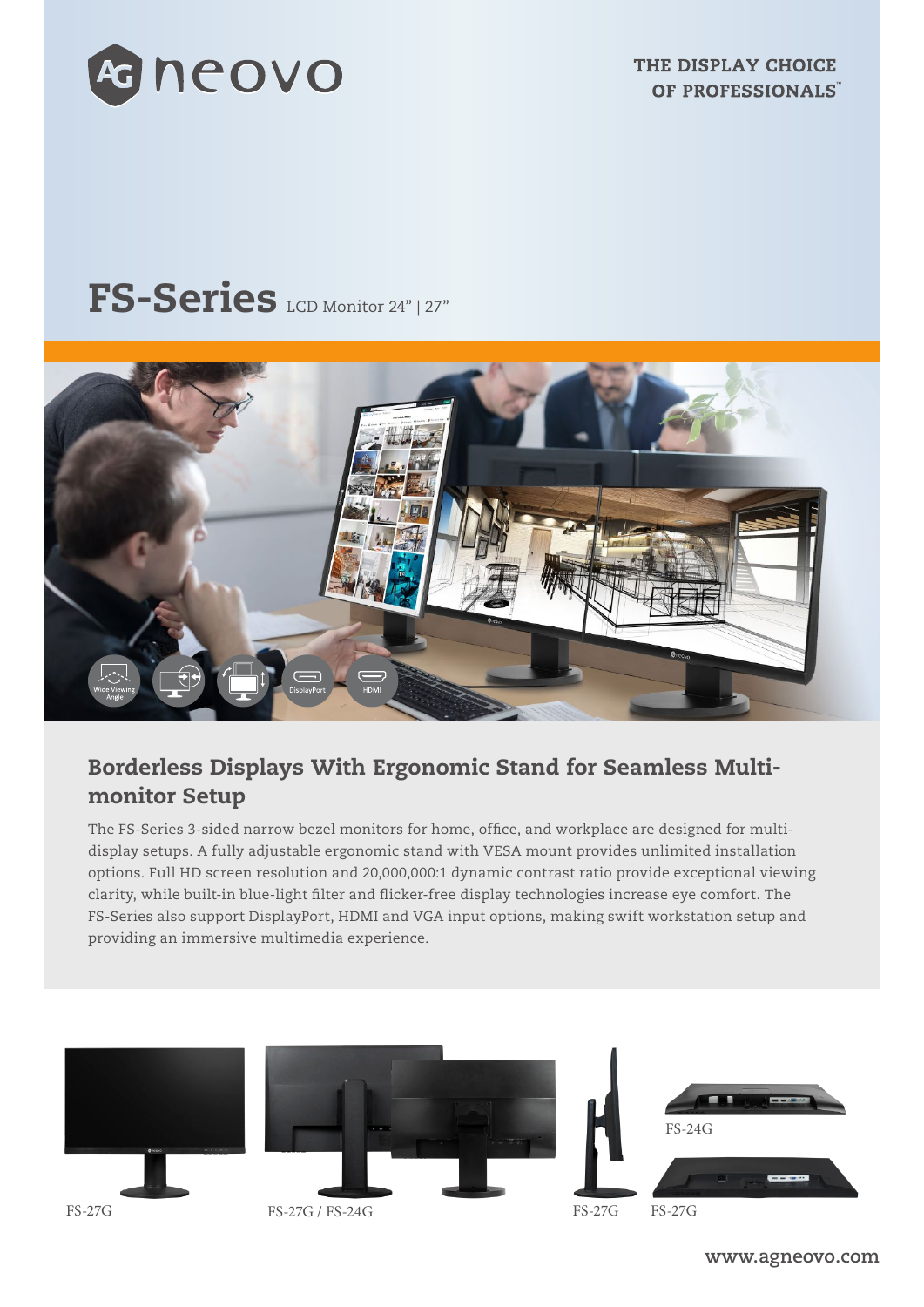THE DISPLAY CHOICE OF PROFESSIONALS™

# FS-Series LCD Monitor 24" | 27"

Wide Viewing Angle

DisplayPort

HDMI

## Borderless Displays With Ergonomic Stand for Seamless Multi-monitor Setup

The FS-Series 3-sided narrow bezel monitors for home, office, and workplace are designed for multi-display setups. A fully adjustable ergonomic stand with VESA mount provides unlimited installation options. Full HD screen resolution and 20,000,000:1 dynamic contrast ratio provide exceptional viewing clarity, while built-in blue-light filter and flicker-free display technologies increase eye comfort. The FS-Series also support DisplayPort, HDMI and VGA input options, making swift workstation setup and providing an immersive multimedia experience.

FS-27G

FS-27G / FS-24G

FS-27G

FS-24G

FS-27G

www.agneovo.com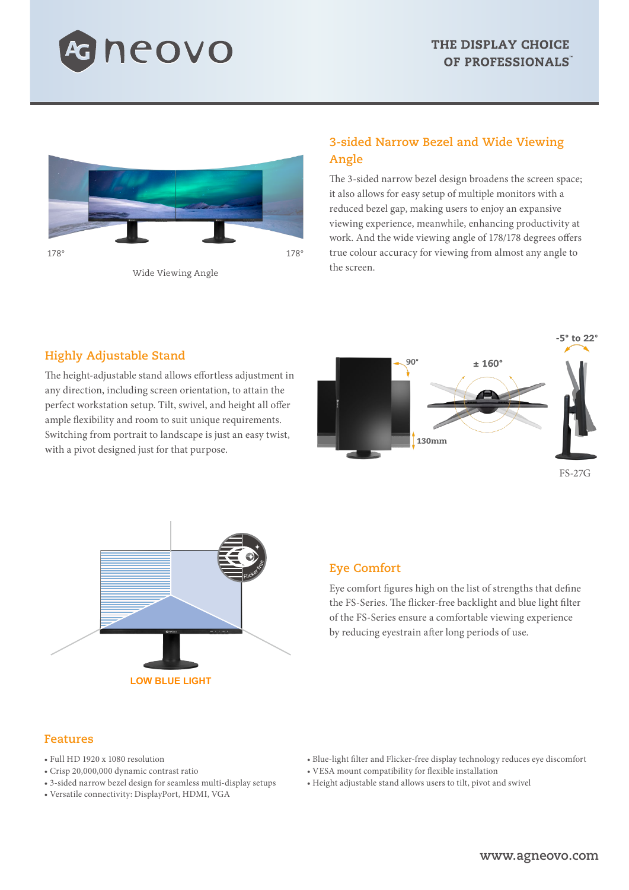## 3-sided Narrow Bezel and Wide Viewing Angle

The 3-sided narrow bezel design broadens the screen space; it also allows for easy setup of multiple monitors with a reduced bezel gap, making users to enjoy an expansive viewing experience, meanwhile, enhancing productivity at work. And the wide viewing angle of 178/178 degrees offers true colour accuracy for viewing from almost any angle to the screen.

178° 178°

Wide Viewing Angle

## Highly Adjustable Stand

The height-adjustable stand allows effortless adjustment in any direction, including screen orientation, to attain the perfect workstation setup. Tilt, swivel, and height all offer ample flexibility and room to suit unique requirements. Switching from portrait to landscape is just an easy twist, with a pivot designed just for that purpose.

90° ± 160° -5° to 22° 130mm

FS-27G

## Eye Comfort

Eye comfort figures high on the list of strengths that define the FS-Series. The flicker-free backlight and blue light filter of the FS-Series ensure a comfortable viewing experience by reducing eyestrain after long periods of use.

LOW BLUE LIGHT

## Features

- Full HD 1920 x 1080 resolution
- Crisp 20,000,000 dynamic contrast ratio
- 3-sided narrow bezel design for seamless multi-display setups
- Versatile connectivity: DisplayPort, HDMI, VGA
- Blue-light filter and Flicker-free display technology reduces eye discomfort
- VESA mount compatibility for flexible installation
- Height adjustable stand allows users to tilt, pivot and swivel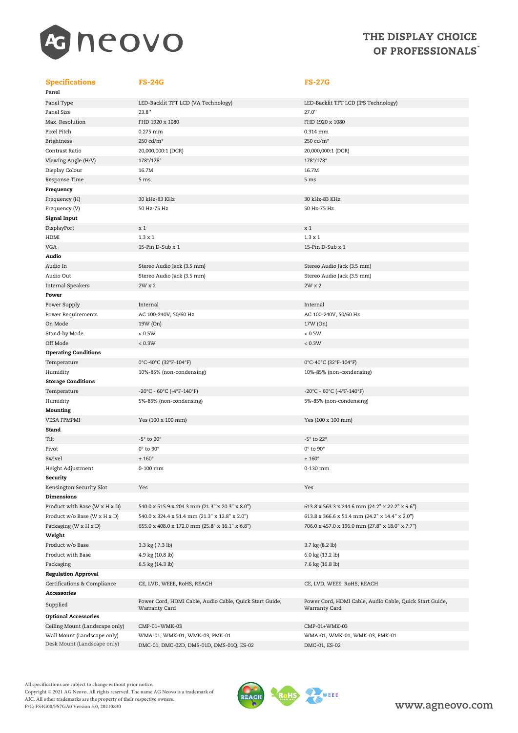THE DISPLAY CHOICE OF PROFESSIONALS™

| Specifications | FS-24G | FS-27G |
|---|---|---|
| **Panel** | | |
| Panel Type | LED-Backlit TFT LCD (VA Technology) | LED-Backlit TFT LCD (IPS Technology) |
| Panel Size | 23.8" | 27.0" |
| Max. Resolution | FHD 1920 x 1080 | FHD 1920 x 1080 |
| Pixel Pitch | 0.275 mm | 0.314 mm |
| Brightness | 250 cd/m² | 250 cd/m² |
| Contrast Ratio | 20,000,000:1 (DCR) | 20,000,000:1 (DCR) |
| Viewing Angle (H/V) | 178°/178° | 178°/178° |
| Display Colour | 16.7M | 16.7M |
| Response Time | 5 ms | 5 ms |
| **Frequency** | | |
| Frequency (H) | 30 kHz-83 KHz | 30 kHz-83 KHz |
| Frequency (V) | 50 Hz-75 Hz | 50 Hz-75 Hz |
| **Signal Input** | | |
| DisplayPort | x 1 | x 1 |
| HDMI | 1.3 x 1 | 1.3 x 1 |
| VGA | 15-Pin D-Sub x 1 | 15-Pin D-Sub x 1 |
| **Audio** | | |
| Audio In | Stereo Audio Jack (3.5 mm) | Stereo Audio Jack (3.5 mm) |
| Audio Out | Stereo Audio Jack (3.5 mm) | Stereo Audio Jack (3.5 mm) |
| Internal Speakers | 2W x 2 | 2W x 2 |
| **Power** | | |
| Power Supply | Internal | Internal |
| Power Requirements | AC 100-240V, 50/60 Hz | AC 100-240V, 50/60 Hz |
| On Mode | 19W (On) | 17W (On) |
| Stand-by Mode | < 0.5W | < 0.5W |
| Off Mode | < 0.3W | < 0.3W |
| **Operating Conditions** | | |
| Temperature | 0°C-40°C (32°F-104°F) | 0°C-40°C (32°F-104°F) |
| Humidity | 10%-85% (non-condensing) | 10%-85% (non-condensing) |
| **Storage Conditions** | | |
| Temperature | -20°C - 60°C (-4°F-140°F) | -20°C - 60°C (-4°F-140°F) |
| Humidity | 5%-85% (non-condensing) | 5%-85% (non-condensing) |
| **Mounting** | | |
| VESA FPMPMI | Yes (100 x 100 mm) | Yes (100 x 100 mm) |
| **Stand** | | |
| Tilt | -5° to 20° | -5° to 22° |
| Pivot | 0° to 90° | 0° to 90° |
| Swivel | ± 160° | ± 160° |
| Height Adjustment | 0-100 mm | 0-130 mm |
| **Security** | | |
| Kensington Security Slot | Yes | Yes |
| **Dimensions** | | |
| Product with Base (W x H x D) | 540.0 x 515.9 x 204.3 mm (21.3" x 20.3" x 8.0") | 613.8 x 563.3 x 244.6 mm (24.2" x 22.2" x 9.6") |
| Product w/o Base (W x H x D) | 540.0 x 324.4 x 51.4 mm (21.3" x 12.8" x 2.0") | 613.8 x 366.6 x 51.4 mm (24.2" x 14.4" x 2.0") |
| Packaging (W x H x D) | 655.0 x 408.0 x 172.0 mm (25.8" x 16.1" x 6.8") | 706.0 x 457.0 x 196.0 mm (27.8" x 18.0" x 7.7") |
| **Weight** | | |
| Product w/o Base | 3.3 kg ( 7.3 lb) | 3.7 kg (8.2 lb) |
| Product with Base | 4.9 kg (10.8 lb) | 6.0 kg (13.2 lb) |
| Packaging | 6.5 kg (14.3 lb) | 7.6 kg (16.8 lb) |
| **Regulation Approval** | | |
| Certifications & Compliance | CE, LVD, WEEE, RoHS, REACH | CE, LVD, WEEE, RoHS, REACH |
| **Accessories** | | |
| Supplied | Power Cord, HDMI Cable, Audio Cable, Quick Start Guide, Warranty Card | Power Cord, HDMI Cable, Audio Cable, Quick Start Guide, Warranty Card |
| **Optional Accessories** | | |
| Ceiling Mount (Landscape only) | CMP-01+WMK-03 | CMP-01+WMK-03 |
| Wall Mount (Landscape only) | WMA-01, WMK-01, WMK-03, PMK-01 | WMA-01, WMK-01, WMK-03, PMK-01 |
| Desk Mount (Landscape only) | DMC-01, DMC-02D, DMS-01D, DMS-01Q, ES-02 | DMC-01, ES-02 |

All specifications are subject to change without prior notice.
Copyright © 2021 AG Neovo. All rights reserved. The name AG Neovo is a trademark of AIC. All other trademarks are the property of their respective owners.
P/C: FS4G00/FS7GA0 Version 5.0, 20210830

www.agneovo.com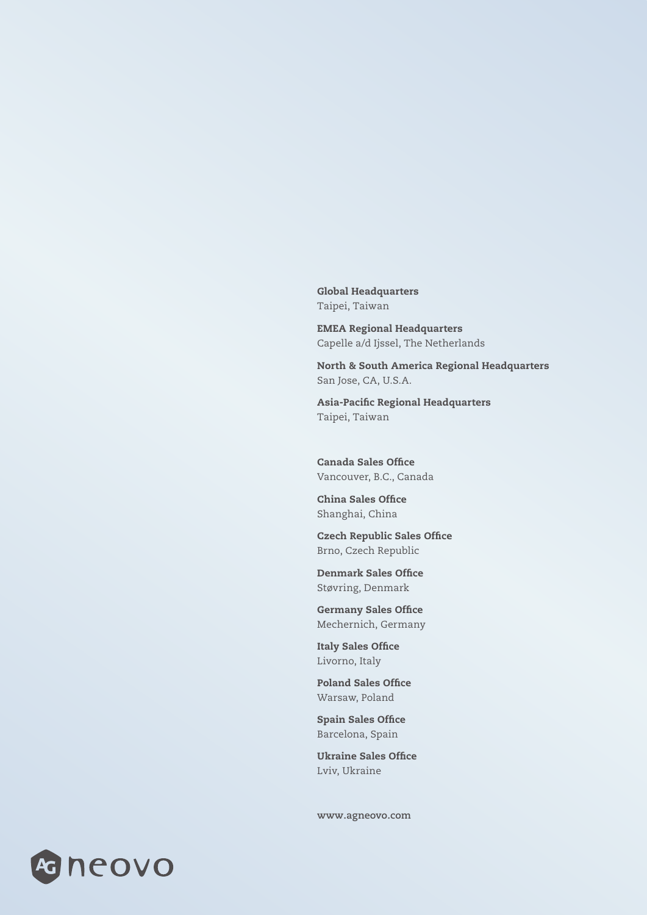**Global Headquarters**
Taipei, Taiwan

**EMEA Regional Headquarters**
Capelle a/d Ijssel, The Netherlands

**North & South America Regional Headquarters**
San Jose, CA, U.S.A.

**Asia-Pacific Regional Headquarters**
Taipei, Taiwan

**Canada Sales Office**
Vancouver, B.C., Canada

**China Sales Office**
Shanghai, China

**Czech Republic Sales Office**
Brno, Czech Republic

**Denmark Sales Office**
Støvring, Denmark

**Germany Sales Office**
Mechernich, Germany

**Italy Sales Office**
Livorno, Italy

**Poland Sales Office**
Warsaw, Poland

**Spain Sales Office**
Barcelona, Spain

**Ukraine Sales Office**
Lviv, Ukraine

**www.agneovo.com**

AG neovo